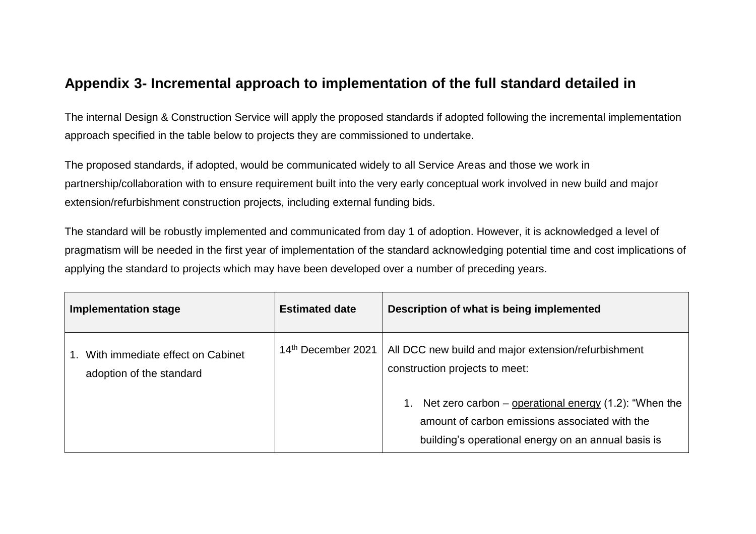## Appendix 3- Incremental approach to implementation of the full standard detailed in

The internal Design & Construction Service will apply the proposed standards if adopted following the incremental implementation approach specified in the table below to projects they are commissioned to undertake.

The proposed standards, if adopted, would be communicated widely to all Service Areas and those we work in partnership/collaboration with to ensure requirement built into the very early conceptual work involved in new build and major extension/refurbishment construction projects, including external funding bids.

The standard will be robustly implemented and communicated from day 1 of adoption. However, it is acknowledged a level of pragmatism will be needed in the first year of implementation of the standard acknowledging potential time and cost implications of applying the standard to projects which may have been developed over a number of preceding years.

| Implementation stage | Estimated date | Description of what is being implemented |
|---|---|---|
| 1. With immediate effect on Cabinet adoption of the standard | 14th December 2021 | All DCC new build and major extension/refurbishment construction projects to meet:<br><br>1. Net zero carbon – operational energy (1.2): "When the amount of carbon emissions associated with the building's operational energy on an annual basis is |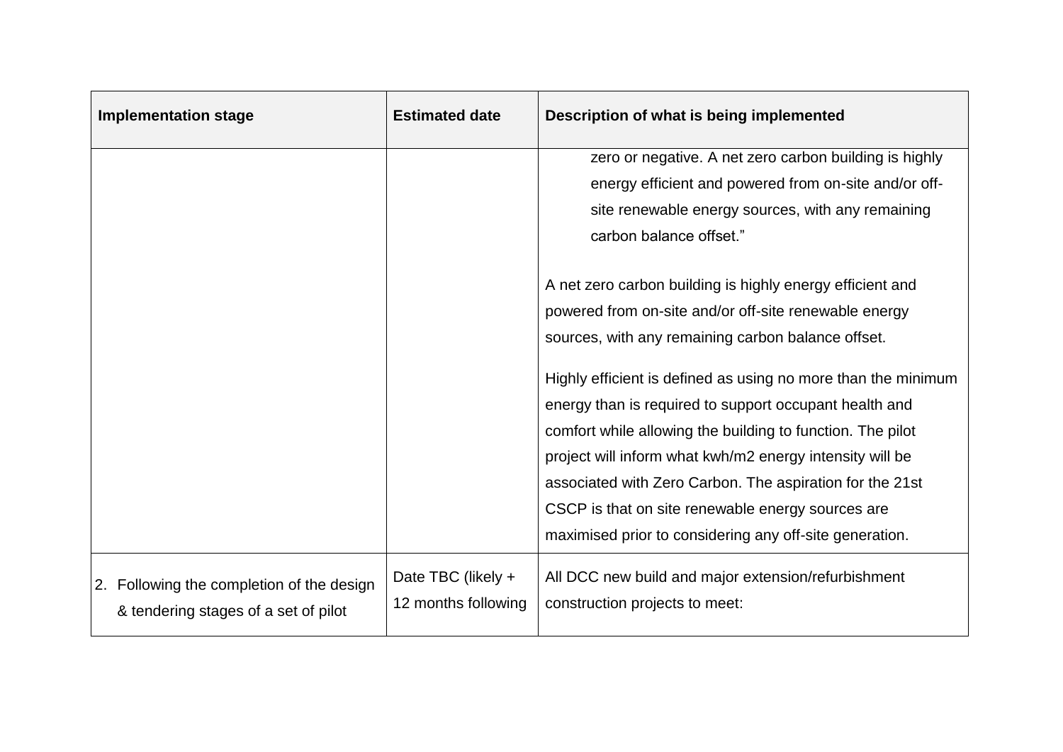| Implementation stage | Estimated date | Description of what is being implemented |
|---|---|---|
| | | zero or negative. A net zero carbon building is highly energy efficient and powered from on-site and/or off-site renewable energy sources, with any remaining carbon balance offset."<br><br>A net zero carbon building is highly energy efficient and powered from on-site and/or off-site renewable energy sources, with any remaining carbon balance offset.<br><br>Highly efficient is defined as using no more than the minimum energy than is required to support occupant health and comfort while allowing the building to function. The pilot project will inform what kwh/m2 energy intensity will be associated with Zero Carbon. The aspiration for the 21st CSCP is that on site renewable energy sources are maximised prior to considering any off-site generation. |
| 2. Following the completion of the design & tendering stages of a set of pilot | Date TBC (likely + 12 months following | All DCC new build and major extension/refurbishment construction projects to meet: |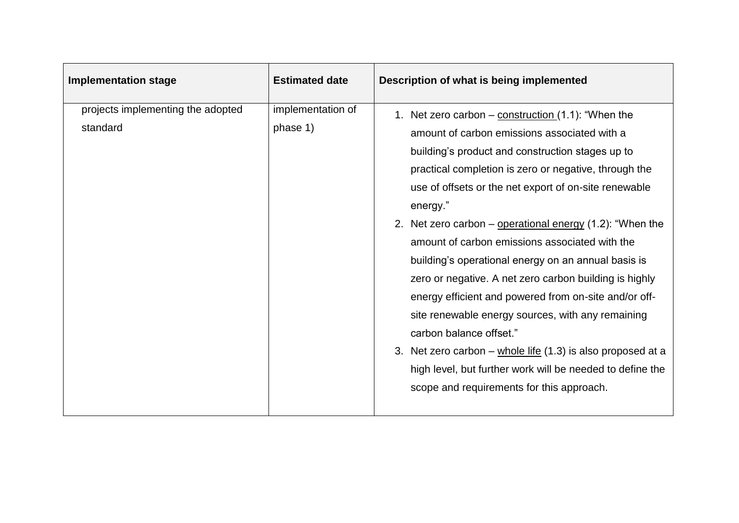| Implementation stage | Estimated date | Description of what is being implemented |
| --- | --- | --- |
| projects implementing the adopted standard | implementation of phase 1) | 1. Net zero carbon – construction (1.1): "When the amount of carbon emissions associated with a building's product and construction stages up to practical completion is zero or negative, through the use of offsets or the net export of on-site renewable energy."<br>2. Net zero carbon – operational energy (1.2): "When the amount of carbon emissions associated with the building's operational energy on an annual basis is zero or negative. A net zero carbon building is highly energy efficient and powered from on-site and/or off-site renewable energy sources, with any remaining carbon balance offset."<br>3. Net zero carbon – whole life (1.3) is also proposed at a high level, but further work will be needed to define the scope and requirements for this approach. |